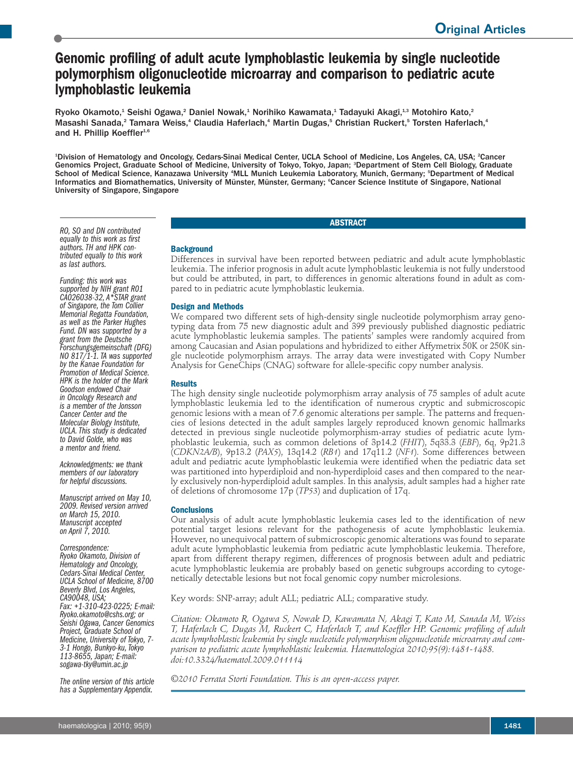# Genomic profiling of adult acute lymphoblastic leukemia by single nucleotide polymorphism oligonucleotide microarray and comparison to pediatric acute lymphoblastic leukemia

Ryoko Okamoto,[1] Seishi Ogawa,[2] Daniel Nowak,[1] Norihiko Kawamata,[1] Tadayuki Akagi,[1,3] Motohiro Kato,[2] Masashi Sanada,[2] Tamara Weiss,[4] Claudia Haferlach,[4] Martin Dugas,[5] Christian Ruckert,[5] Torsten Haferlach,[4] and H. Phillip Koeffler[1,6]

[1]Division of Hematology and Oncology, Cedars-Sinai Medical Center, UCLA School of Medicine, Los Angeles, CA, USA; [2]Cancer Genomics Project, Graduate School of Medicine, University of Tokyo, Tokyo, Japan; [3]Department of Stem Cell Biology, Graduate School of Medical Science, Kanazawa University [4]MLL Munich Leukemia Laboratory, Munich, Germany; [5]Department of Medical Informatics and Biomathematics, University of Münster, Münster, Germany; [6]Cancer Science Institute of Singapore, National University of Singapore, Singapore

*RO, SO and DN contributed equally to this work as first authors. TH and HPK contributed equally to this work as last authors.*

*Funding: this work was supported by NIH grant R01 CA026038-32, A\*STAR grant of Singapore, the Tom Collier Memorial Regatta Foundation, as well as the Parker Hughes Fund. DN was supported by a grant from the Deutsche Forschungsgemeinschaft (DFG) NO 817/1-1. TA was supported by the Kanae Foundation for Promotion of Medical Science. HPK is the holder of the Mark Goodson endowed Chair in Oncology Research and is a member of the Jonsson Cancer Center and the Molecular Biology Institute, UCLA. This study is dedicated to David Golde, who was a mentor and friend.*

*Acknowledgments: we thank members of our laboratory for helpful discussions.*

*Manuscript arrived on May 10, 2009. Revised version arrived on March 15, 2010. Manuscript accepted on April 7, 2010.*

*Correspondence: Ryoko Okamoto, Division of Hematology and Oncology, Cedars-Sinai Medical Center, UCLA School of Medicine, 8700 Beverly Blvd, Los Angeles, CA90048, USA; Fax: +1-310-423-0225; E-mail: Ryoko.okamoto@cshs.org; or Seishi Ogawa, Cancer Genomics Project, Graduate School of Medicine, University of Tokyo, 7-3-1 Hongo, Bunkyo-ku, Tokyo 113-8655, Japan; E-mail: sogawa-tky@umin.ac.jp*

*The online version of this article has a Supplementary Appendix.*

## ABSTRACT

### Background

Differences in survival have been reported between pediatric and adult acute lymphoblastic leukemia. The inferior prognosis in adult acute lymphoblastic leukemia is not fully understood but could be attributed, in part, to differences in genomic alterations found in adult as compared to in pediatric acute lymphoblastic leukemia.

### Design and Methods

We compared two different sets of high-density single nucleotide polymorphism array genotyping data from 75 new diagnostic adult and 399 previously published diagnostic pediatric acute lymphoblastic leukemia samples. The patients' samples were randomly acquired from among Caucasian and Asian populations and hybridized to either Affymetrix 50K or 250K single nucleotide polymorphism arrays. The array data were investigated with Copy Number Analysis for GeneChips (CNAG) software for allele-specific copy number analysis.

### Results

The high density single nucleotide polymorphism array analysis of 75 samples of adult acute lymphoblastic leukemia led to the identification of numerous cryptic and submicroscopic genomic lesions with a mean of 7.6 genomic alterations per sample. The patterns and frequencies of lesions detected in the adult samples largely reproduced known genomic hallmarks detected in previous single nucleotide polymorphism-array studies of pediatric acute lymphoblastic leukemia, such as common deletions of 3p14.2 (*FHIT*), 5q33.3 (*EBF*), 6q, 9p21.3 (*CDKN2A/B*), 9p13.2 (*PAX5*), 13q14.2 (*RB1*) and 17q11.2 (*NF1*). Some differences between adult and pediatric acute lymphoblastic leukemia were identified when the pediatric data set was partitioned into hyperdiploid and non-hyperdiploid cases and then compared to the nearly exclusively non-hyperdiploid adult samples. In this analysis, adult samples had a higher rate of deletions of chromosome 17p (*TP53*) and duplication of 17q.

### Conclusions

Our analysis of adult acute lymphoblastic leukemia cases led to the identification of new potential target lesions relevant for the pathogenesis of acute lymphoblastic leukemia. However, no unequivocal pattern of submicroscopic genomic alterations was found to separate adult acute lymphoblastic leukemia from pediatric acute lymphoblastic leukemia. Therefore, apart from different therapy regimen, differences of prognosis between adult and pediatric acute lymphoblastic leukemia are probably based on genetic subgroups according to cytogenetically detectable lesions but not focal genomic copy number microlesions.

Key words: SNP-array; adult ALL; pediatric ALL; comparative study.

*Citation: Okamoto R, Ogawa S, Nowak D, Kawamata N, Akagi T, Kato M, Sanada M, Weiss T, Haferlach C, Dugas M, Ruckert C, Haferlach T, and Koeffler HP. Genomic profiling of adult acute lymphoblastic leukemia by single nucleotide polymorphism oligonucleotide microarray and comparison to pediatric acute lymphoblastic leukemia. Haematologica 2010;95(9):1481-1488. doi:10.3324/haematol.2009.011114*

*©2010 Ferrata Storti Foundation. This is an open-access paper.*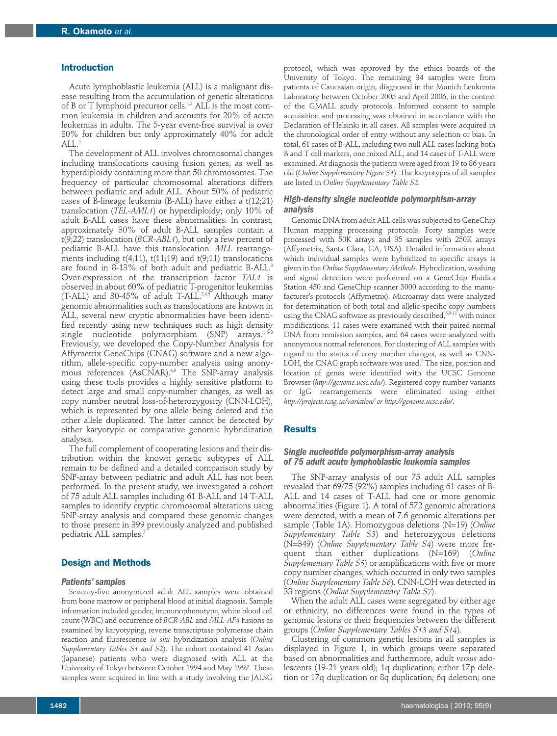## Introduction

Acute lymphoblastic leukemia (ALL) is a malignant disease resulting from the accumulation of genetic alterations of B or T lymphoid precursor cells.[1,2] ALL is the most common leukemia in children and accounts for 20% of acute leukemias in adults. The 5-year event-free survival is over 80% for children but only approximately 40% for adult ALL.[2]

The development of ALL involves chromosomal changes including translocations causing fusion genes, as well as hyperdiploidy containing more than 50 chromosomes. The frequency of particular chromosomal alterations differs between pediatric and adult ALL. About 50% of pediatric cases of B-lineage leukemia (B-ALL) have either a t(12;21) translocation (*TEL-AML1*) or hyperdiploidy; only 10% of adult B-ALL cases have these abnormalities. In contrast, approximately 30% of adult B-ALL samples contain a t(9;22) translocation (*BCR-ABL1*), but only a few percent of pediatric B-ALL have this translocation. *MLL* rearrangements including t(4;11), t(11;19) and t(9;11) translocations are found in 8-13% of both adult and pediatric B-ALL.[3] Over-expression of the transcription factor *TAL1* is observed in about 60% of pediatric T-progenitor leukemias (T-ALL) and 30-45% of adult T-ALL.[2,4,5] Although many genomic abnormalities such as translocations are known in ALL, several new cryptic abnormalities have been identified recently using new techniques such as high density single nucleotide polymorphism (SNP) arrays.[1,6-8] Previously, we developed the Copy-Number Analysis for Affymetrix GeneChips (CNAG) software and a new algorithm, allele-specific copy-number analysis using anonymous references (AsCNAR).[6,9] The SNP-array analysis using these tools provides a highly sensitive platform to detect large and small copy-number changes, as well as copy number neutral loss-of-heterozygosity (CNN-LOH), which is represented by one allele being deleted and the other allele duplicated. The latter cannot be detected by either karyotypic or comparative genomic hybridization analyses.

The full complement of cooperating lesions and their distribution within the known genetic subtypes of ALL remain to be defined and a detailed comparison study by SNP-array between pediatric and adult ALL has not been performed. In the present study, we investigated a cohort of 75 adult ALL samples including 61 B-ALL and 14 T-ALL samples to identify cryptic chromosomal alterations using SNP-array analysis and compared these genomic changes to those present in 399 previously analyzed and published pediatric ALL samples.[7]

## Design and Methods

### Patients' samples

Seventy-five anonymized adult ALL samples were obtained from bone marrow or peripheral blood at initial diagnosis. Sample information included gender, immunophenotype, white blood cell count (WBC) and occurrence of *BCR-ABL* and *MLL-AF4* fusions as examined by karyotyping, reverse transcriptase polymerase chain reaction and fluorescence *in situ* hybridization analysis (*Online Supplementary Tables S1 and S2*). The cohort contained 41 Asian (Japanese) patients who were diagnosed with ALL at the University of Tokyo between October 1994 and May 1997. These samples were acquired in line with a study involving the JALSG protocol, which was approved by the ethics boards of the University of Tokyo. The remaining 34 samples were from patients of Caucasian origin, diagnosed in the Munich Leukemia Laboratory between October 2005 and April 2006, in the context of the GMALL study protocols. Informed consent to sample acquisition and processing was obtained in accordance with the Declaration of Helsinki in all cases. All samples were acquired in the chronological order of entry without any selection or bias. In total, 61 cases of B-ALL, including two null ALL cases lacking both B and T cell markers, one mixed ALL, and 14 cases of T-ALL were examined. At diagnosis the patients were aged from 19 to 86 years old (*Online Supplementary Figure S1*). The karyotypes of all samples are listed in *Online Supplementary Table S2*.

### High-density single nucleotide polymorphism-array analysis

Genomic DNA from adult ALL cells was subjected to GeneChip Human mapping processing protocols. Forty samples were processed with 50K arrays and 35 samples with 250K arrays (Affymetrix, Santa Clara, CA, USA). Detailed information about which individual samples were hybridized to specific arrays is given in the *Online Supplementary Methods*. Hybridization, washing and signal detection were performed on a GeneChip Fluidics Station 450 and GeneChip scanner 3000 according to the manufacturer's protocols (Affymetrix). Microarray data were analyzed for determination of both total and allelic-specific copy numbers using the CNAG software as previously described,[6,9-11] with minor modifications: 11 cases were examined with their paired normal DNA from remission samples, and 64 cases were analyzed with anonymous normal references. For clustering of ALL samples with regard to the status of copy number changes, as well as CNN-LOH, the CNAG graph software was used.[7] The size, position and location of genes were identified with the UCSC Genome Browser (*http://genome.ucsc.edu/*). Registered copy number variants or IgG rearrangements were eliminated using either *http://projects.tcag.ca/variation/* or *http://genome.ucsc.edu/*.

## Results

### Single nucleotide polymorphism-array analysis of 75 adult acute lymphoblastic leukemia samples

The SNP-array analysis of our 75 adult ALL samples revealed that 69/75 (92%) samples including 61 cases of B-ALL and 14 cases of T-ALL had one or more genomic abnormalities (Figure 1). A total of 572 genomic alterations were detected, with a mean of 7.6 genomic alterations per sample (Table 1A). Homozygous deletions (N=19) (*Online Supplementary Table S3*) and heterozygous deletions (N=349) (*Online Supplementary Table S4*) were more frequent than either duplications (N=169) (*Online Supplementary Table S5*) or amplifications with five or more copy number changes, which occurred in only two samples (*Online Supplementary Table S6*). CNN-LOH was detected in 33 regions (*Online Supplementary Table S7*).

When the adult ALL cases were segregated by either age or ethnicity, no differences were found in the types of genomic lesions or their frequencies between the different groups (*Online Supplementary Tables S13 and S14*).

Clustering of common genetic lesions in all samples is displayed in Figure 1, in which groups were separated based on abnormalities and furthermore, adult *versus* adolescents (19-21 years old); 1q duplication; either 17p deletion or 17q duplication or 8q duplication; 6q deletion; one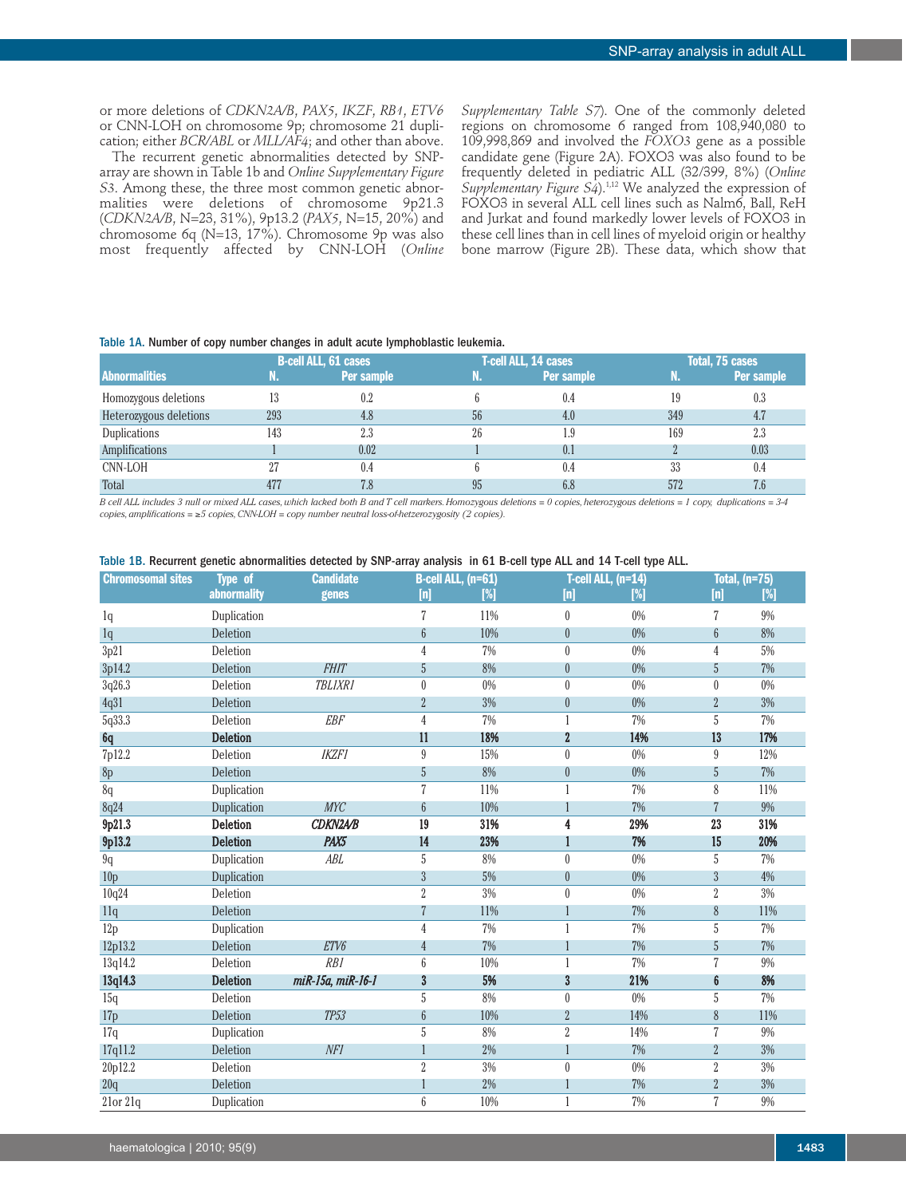or more deletions of *CDKN2A/B*, *PAX5*, *IKZF*, *RB1*, *ETV6* or CNN-LOH on chromosome 9p; chromosome 21 duplication; either *BCR/ABL* or *MLL/AF4*; and other than above.

The recurrent genetic abnormalities detected by SNP-array are shown in Table 1b and *Online Supplementary Figure S3*. Among these, the three most common genetic abnormalities were deletions of chromosome 9p21.3 (*CDKN2A/B*, N=23, 31%), 9p13.2 (*PAX5*, N=15, 20%) and chromosome 6q (N=13, 17%). Chromosome 9p was also most frequently affected by CNN-LOH (*Online Supplementary Table S7*). One of the commonly deleted regions on chromosome 6 ranged from 108,940,080 to 109,998,869 and involved the *FOXO3* gene as a possible candidate gene (Figure 2A). FOXO3 was also found to be frequently deleted in pediatric ALL (32/399, 8%) (*Online Supplementary Figure S4*).[1,12] We analyzed the expression of FOXO3 in several ALL cell lines such as Nalm6, Ball, ReH and Jurkat and found markedly lower levels of FOXO3 in these cell lines than in cell lines of myeloid origin or healthy bone marrow (Figure 2B). These data, which show that

Table 1A. Number of copy number changes in adult acute lymphoblastic leukemia.

| Abnormalities | B-cell ALL, 61 cases | | T-cell ALL, 14 cases | | Total, 75 cases | |
|---|---|---|---|---|---|---|
| | N. | Per sample | N. | Per sample | N. | Per sample |
| Homozygous deletions | 13 | 0.2 | 6 | 0.4 | 19 | 0.3 |
| Heterozygous deletions | 293 | 4.8 | 56 | 4.0 | 349 | 4.7 |
| Duplications | 143 | 2.3 | 26 | 1.9 | 169 | 2.3 |
| Amplifications | 1 | 0.02 | 1 | 0.1 | 2 | 0.03 |
| CNN-LOH | 27 | 0.4 | 6 | 0.4 | 33 | 0.4 |
| Total | 477 | 7.8 | 95 | 6.8 | 572 | 7.6 |

*B cell ALL includes 3 null or mixed ALL cases, which lacked both B and T cell markers. Homozygous deletions = 0 copies, heterozygous deletions = 1 copy, duplications = 3-4 copies, amplifications = ≥5 copies, CNN-LOH = copy number neutral loss-of-hetzerozygosity (2 copies).*

Table 1B. Recurrent genetic abnormalities detected by SNP-array analysis in 61 B-cell type ALL and 14 T-cell type ALL.

| Chromosomal sites | Type of abnormality | Candidate genes | B-cell ALL, (n=61) | | T-cell ALL, (n=14) | | Total, (n=75) | |
|---|---|---|---|---|---|---|---|---|
| | | | [n] | [%] | [n] | [%] | [n] | [%] |
| 1q | Duplication | | 7 | 11% | 0 | 0% | 7 | 9% |
| 1q | Deletion | | 6 | 10% | 0 | 0% | 6 | 8% |
| 3p21 | Deletion | | 4 | 7% | 0 | 0% | 4 | 5% |
| 3p14.2 | Deletion | *FHIT* | 5 | 8% | 0 | 0% | 5 | 7% |
| 3q26.3 | Deletion | *TBL1XR1* | 0 | 0% | 0 | 0% | 0 | 0% |
| 4q31 | Deletion | | 2 | 3% | 0 | 0% | 2 | 3% |
| 5q33.3 | Deletion | *EBF* | 4 | 7% | 1 | 7% | 5 | 7% |
| **6q** | **Deletion** | | **11** | **18%** | **2** | **14%** | **13** | **17%** |
| 7p12.2 | Deletion | *IKZF1* | 9 | 15% | 0 | 0% | 9 | 12% |
| 8p | Deletion | | 5 | 8% | 0 | 0% | 5 | 7% |
| 8q | Duplication | | 7 | 11% | 1 | 7% | 8 | 11% |
| 8q24 | Duplication | *MYC* | 6 | 10% | 1 | 7% | 7 | 9% |
| **9p21.3** | **Deletion** | ***CDKN2A/B*** | **19** | **31%** | **4** | **29%** | **23** | **31%** |
| **9p13.2** | **Deletion** | ***PAX5*** | **14** | **23%** | **1** | **7%** | **15** | **20%** |
| 9q | Duplication | *ABL* | 5 | 8% | 0 | 0% | 5 | 7% |
| 10p | Duplication | | 3 | 5% | 0 | 0% | 3 | 4% |
| 10q24 | Deletion | | 2 | 3% | 0 | 0% | 2 | 3% |
| 11q | Deletion | | 7 | 11% | 1 | 7% | 8 | 11% |
| 12p | Duplication | | 4 | 7% | 1 | 7% | 5 | 7% |
| 12p13.2 | Deletion | *ETV6* | 4 | 7% | 1 | 7% | 5 | 7% |
| 13q14.2 | Deletion | *RB1* | 6 | 10% | 1 | 7% | 7 | 9% |
| **13q14.3** | **Deletion** | ***miR-15a, miR-16-1*** | **3** | **5%** | **3** | **21%** | **6** | **8%** |
| 15q | Deletion | | 5 | 8% | 0 | 0% | 5 | 7% |
| 17p | Deletion | *TP53* | 6 | 10% | 2 | 14% | 8 | 11% |
| 17q | Duplication | | 5 | 8% | 2 | 14% | 7 | 9% |
| 17q11.2 | Deletion | *NF1* | 1 | 2% | 1 | 7% | 2 | 3% |
| 20p12.2 | Deletion | | 2 | 3% | 0 | 0% | 2 | 3% |
| 20q | Deletion | | 1 | 2% | 1 | 7% | 2 | 3% |
| 21or 21q | Duplication | | 6 | 10% | 1 | 7% | 7 | 9% |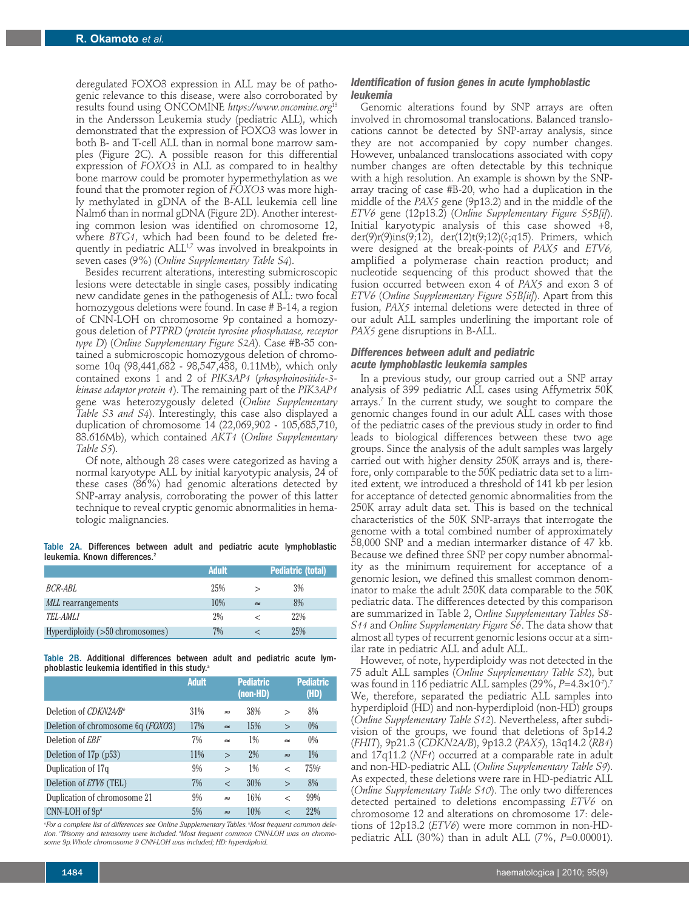deregulated FOXO3 expression in ALL may be of pathogenic relevance to this disease, were also corroborated by results found using ONCOMINE *https://www.oncomine.org*[13] in the Andersson Leukemia study (pediatric ALL), which demonstrated that the expression of FOXO3 was lower in both B- and T-cell ALL than in normal bone marrow samples (Figure 2C). A possible reason for this differential expression of *FOXO3* in ALL as compared to in healthy bone marrow could be promoter hypermethylation as we found that the promoter region of *FOXO3* was more highly methylated in gDNA of the B-ALL leukemia cell line Nalm6 than in normal gDNA (Figure 2D). Another interesting common lesion was identified on chromosome 12, where *BTG1*, which had been found to be deleted frequently in pediatric ALL[1,7] was involved in breakpoints in seven cases (9%) (*Online Supplementary Table S4*).

Besides recurrent alterations, interesting submicroscopic lesions were detectable in single cases, possibly indicating new candidate genes in the pathogenesis of ALL: two focal homozygous deletions were found. In case # B-14, a region of CNN-LOH on chromosome 9p contained a homozygous deletion of *PTPRD* (*protein tyrosine phosphatase, receptor type D*) (*Online Supplementary Figure S2A*). Case #B-35 contained a submicroscopic homozygous deletion of chromosome 10q (98,441,682 - 98,547,438, 0.11Mb), which only contained exons 1 and 2 of *PIK3AP1* (*phosphoinositide-3-kinase adaptor protein 1*). The remaining part of the *PIK3AP1* gene was heterozygously deleted (*Online Supplementary Table S3 and S4*). Interestingly, this case also displayed a duplication of chromosome 14 (22,069,902 - 105,685,710, 83.616Mb), which contained *AKT1* (*Online Supplementary Table S5*).

Of note, although 28 cases were categorized as having a normal karyotype ALL by initial karyotypic analysis, 24 of these cases (86%) had genomic alterations detected by SNP-array analysis, corroborating the power of this latter technique to reveal cryptic genomic abnormalities in hematologic malignancies.

Table 2A. Differences between adult and pediatric acute lymphoblastic leukemia. Known differences.[2]

| | Adult | | Pediatric (total) |
|---|---|---|---|
| *BCR-ABL* | 25% | > | 3% |
| *MLL* rearrangements | 10% | ≈ | 8% |
| *TEL-AML1* | 2% | < | 22% |
| Hyperdiploidy (>50 chromosomes) | 7% | < | 25% |

Table 2B. Additional differences between adult and pediatric acute lymphoblastic leukemia identified in this study.[a]

| | Adult | | Pediatric (non-HD) | | Pediatric (HD) |
|---|---|---|---|---|---|
| Deletion of *CDKN2A/B*[b] | 31% | ≈ | 38% | > | 8% |
| Deletion of chromosome 6q (*FOXO3*) | 17% | ≈ | 15% | > | 0% |
| Deletion of *EBF* | 7% | ≈ | 1% | ≈ | 0% |
| Deletion of 17p (p53) | 11% | > | 2% | ≈ | 1% |
| Duplication of 17q | 9% | > | 1% | < | 75%[c] |
| Deletion of *ETV6* (TEL) | 7% | < | 30% | > | 8% |
| Duplication of chromosome 21 | 9% | ≈ | 16% | < | 99% |
| CNN-LOH of 9p[d] | 5% | ≈ | 10% | < | 22% |

[a]For a complete list of differences see Online Supplementary Tables. [b]Most frequent common deletion. [c]Trisomy and tetrasomy were included. [d]Most frequent common CNN-LOH was on chromosome 9p. Whole chromosome 9 CNN-LOH was included; HD: hyperdiploid.

### Identification of fusion genes in acute lymphoblastic leukemia

Genomic alterations found by SNP arrays are often involved in chromosomal translocations. Balanced translocations cannot be detected by SNP-array analysis, since they are not accompanied by copy number changes. However, unbalanced translocations associated with copy number changes are often detectable by this technique with a high resolution. An example is shown by the SNP-array tracing of case #B-20, who had a duplication in the middle of the *PAX5* gene (9p13.2) and in the middle of the *ETV6* gene (12p13.2) (*Online Supplementary Figure S5B[i]*). Initial karyotypic analysis of this case showed +8, der(9)r(9)ins(9;12), der(12)t(9;12)(?;q15). Primers, which were designed at the break-points of *PAX5* and *ETV6,* amplified a polymerase chain reaction product; and nucleotide sequencing of this product showed that the fusion occurred between exon 4 of *PAX5* and exon 3 of *ETV6* (*Online Supplementary Figure S5B[ii]*). Apart from this fusion, *PAX5* internal deletions were detected in three of our adult ALL samples underlining the important role of *PAX5* gene disruptions in B-ALL.

### Differences between adult and pediatric acute lymphoblastic leukemia samples

In a previous study, our group carried out a SNP array analysis of 399 pediatric ALL cases using Affymetrix 50K arrays.[7] In the current study, we sought to compare the genomic changes found in our adult ALL cases with those of the pediatric cases of the previous study in order to find leads to biological differences between these two age groups. Since the analysis of the adult samples was largely carried out with higher density 250K arrays and is, therefore, only comparable to the 50K pediatric data set to a limited extent, we introduced a threshold of 141 kb per lesion for acceptance of detected genomic abnormalities from the 250K array adult data set. This is based on the technical characteristics of the 50K SNP-arrays that interrogate the genome with a total combined number of approximately 58,000 SNP and a median intermarker distance of 47 kb. Because we defined three SNP per copy number abnormality as the minimum requirement for acceptance of a genomic lesion, we defined this smallest common denominator to make the adult 250K data comparable to the 50K pediatric data. The differences detected by this comparison are summarized in Table 2, *Online Supplementary Tables S8-S11* and *Online Supplementary Figure S6*. The data show that almost all types of recurrent genomic lesions occur at a similar rate in pediatric ALL and adult ALL.

However, of note, hyperdiploidy was not detected in the 75 adult ALL samples (*Online Supplementary Table S2*), but was found in 116 pediatric ALL samples (29%, $P=4.3\times10^{-7}$).[7] We, therefore, separated the pediatric ALL samples into hyperdiploid (HD) and non-hyperdiploid (non-HD) groups (*Online Supplementary Table S12*). Nevertheless, after subdivision of the groups, we found that deletions of 3p14.2 (*FHIT*), 9p21.3 (*CDKN2A/B*), 9p13.2 (*PAX5*), 13q14.2 (*RB1*) and 17q11.2 (*NF1*) occurred at a comparable rate in adult and non-HD-pediatric ALL (*Online Supplementary Table S9*). As expected, these deletions were rare in HD-pediatric ALL (*Online Supplementary Table S10*). The only two differences detected pertained to deletions encompassing *ETV6* on chromosome 12 and alterations on chromosome 17: deletions of 12p13.2 (*ETV6*) were more common in non-HD-pediatric ALL (30%) than in adult ALL (7%, $P=0.00001$).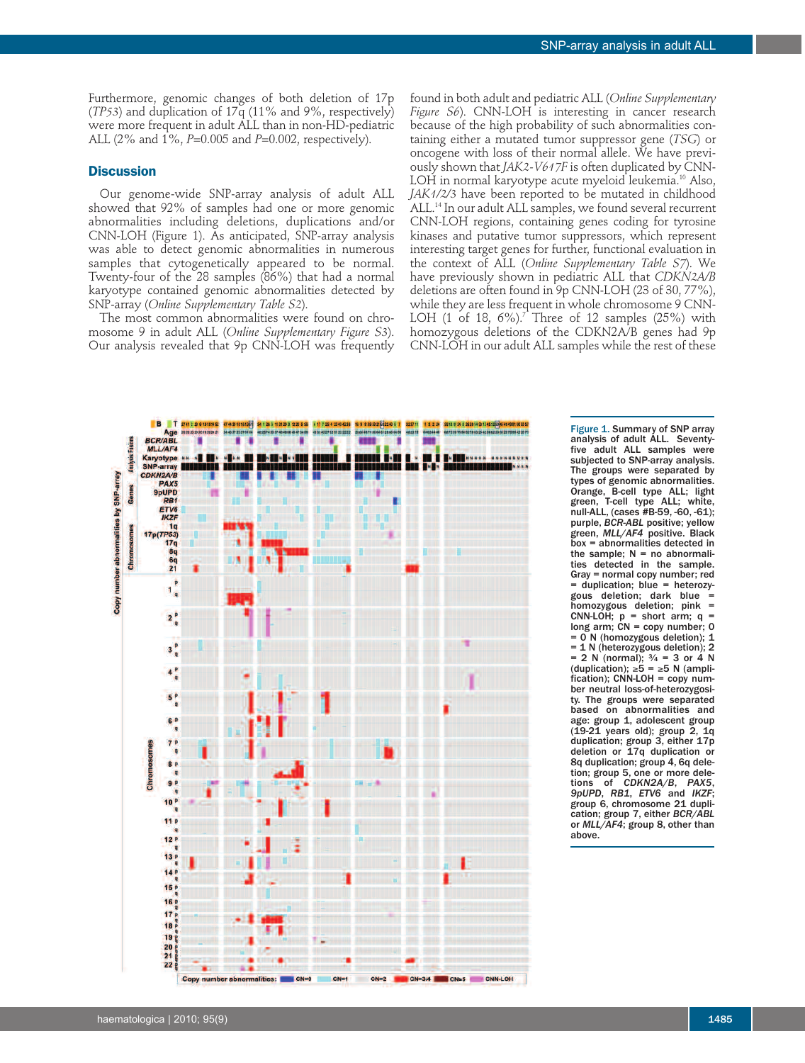Furthermore, genomic changes of both deletion of 17p (*TP53*) and duplication of 17q (11% and 9%, respectively) were more frequent in adult ALL than in non-HD-pediatric ALL (2% and 1%, *P*=0.005 and *P*=0.002, respectively).

## Discussion

Our genome-wide SNP-array analysis of adult ALL showed that 92% of samples had one or more genomic abnormalities including deletions, duplications and/or CNN-LOH (Figure 1). As anticipated, SNP-array analysis was able to detect genomic abnormalities in numerous samples that cytogenetically appeared to be normal. Twenty-four of the 28 samples (86%) that had a normal karyotype contained genomic abnormalities detected by SNP-array (*Online Supplementary Table S2*).

The most common abnormalities were found on chromosome 9 in adult ALL (*Online Supplementary Figure S3*). Our analysis revealed that 9p CNN-LOH was frequently found in both adult and pediatric ALL (*Online Supplementary Figure S6*). CNN-LOH is interesting in cancer research because of the high probability of such abnormalities containing either a mutated tumor suppressor gene (*TSG*) or oncogene with loss of their normal allele. We have previously shown that *JAK2-V617F* is often duplicated by CNN-LOH in normal karyotype acute myeloid leukemia.[10] Also, *JAK1/2/3* have been reported to be mutated in childhood ALL.[14] In our adult ALL samples, we found several recurrent CNN-LOH regions, containing genes coding for tyrosine kinases and putative tumor suppressors, which represent interesting target genes for further, functional evaluation in the context of ALL (*Online Supplementary Table S7*). We have previously shown in pediatric ALL that *CDKN2A/B* deletions are often found in 9p CNN-LOH (23 of 30, 77%), while they are less frequent in whole chromosome 9 CNN-LOH (1 of 18, 6%).[7] Three of 12 samples (25%) with homozygous deletions of the CDKN2A/B genes had 9p CNN-LOH in our adult ALL samples while the rest of these

**Figure 1.** Summary of SNP array analysis of adult ALL. Seventy-five adult ALL samples were subjected to SNP-array analysis. The groups were separated by types of genomic abnormalities. Orange, B-cell type ALL; light green, T-cell type ALL; white, null-ALL, (cases #B-59, -60, -61); purple, *BCR-ABL* positive; yellow green, *MLL/AF4* positive. Black box = abnormalities detected in the sample; N = no abnormalities detected in the sample. Gray = normal copy number; red = duplication; blue = heterozygous deletion; dark blue = homozygous deletion; pink = CNN-LOH; p = short arm; q = long arm; CN = copy number; 0 = 0 N (homozygous deletion); 1 = 1 N (heterozygous deletion); 2 = 2 N (normal); ¾ = 3 or 4 N (duplication); ≥5 = ≥5 N (amplification); CNN-LOH = copy number neutral loss-of-heterozygosity. The groups were separated based on abnormalities and age: group 1, adolescent group (19-21 years old); group 2, 1q duplication; group 3, either 17p deletion or 17q duplication or 8q duplication; group 4, 6q deletion; group 5, one or more deletions of *CDKN2A/B*, *PAX5*, *9pUPD*, *RB1*, *ETV6* and *IKZF*; group 6, chromosome 21 duplication; group 7, either *BCR/ABL* or *MLL/AF4*; group 8, other than above.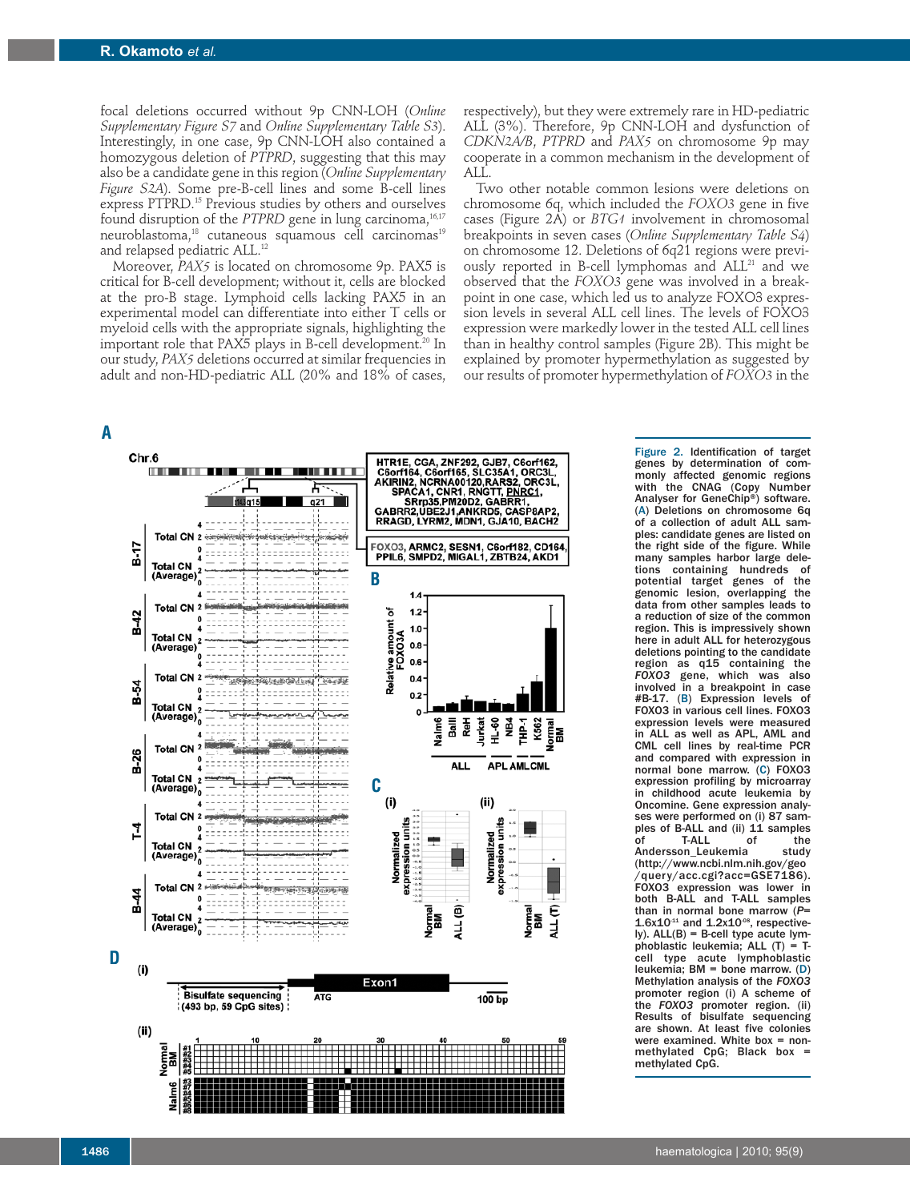focal deletions occurred without 9p CNN-LOH (*Online Supplementary Figure S7* and *Online Supplementary Table S3*). Interestingly, in one case, 9p CNN-LOH also contained a homozygous deletion of *PTPRD*, suggesting that this may also be a candidate gene in this region (*Online Supplementary Figure S2A*). Some pre-B-cell lines and some B-cell lines express PTPRD.[15] Previous studies by others and ourselves found disruption of the *PTPRD* gene in lung carcinoma,[16,17] neuroblastoma,[18] cutaneous squamous cell carcinomas[19] and relapsed pediatric ALL.[12]

Moreover, *PAX5* is located on chromosome 9p. PAX5 is critical for B-cell development; without it, cells are blocked at the pro-B stage. Lymphoid cells lacking PAX5 in an experimental model can differentiate into either T cells or myeloid cells with the appropriate signals, highlighting the important role that PAX5 plays in B-cell development.[20] In our study, *PAX5* deletions occurred at similar frequencies in adult and non-HD-pediatric ALL (20% and 18% of cases, respectively), but they were extremely rare in HD-pediatric ALL (3%). Therefore, 9p CNN-LOH and dysfunction of *CDKN2A/B*, *PTPRD* and *PAX5* on chromosome 9p may cooperate in a common mechanism in the development of ALL.

Two other notable common lesions were deletions on chromosome 6q, which included the *FOXO3* gene in five cases (Figure 2A) or *BTG1* involvement in chromosomal breakpoints in seven cases (*Online Supplementary Table S4*) on chromosome 12. Deletions of 6q21 regions were previously reported in B-cell lymphomas and ALL[21] and we observed that the *FOXO3* gene was involved in a breakpoint in one case, which led us to analyze FOXO3 expression levels in several ALL cell lines. The levels of FOXO3 expression were markedly lower in the tested ALL cell lines than in healthy control samples (Figure 2B). This might be explained by promoter hypermethylation as suggested by our results of promoter hypermethylation of *FOXO3* in the

**Figure 2.** Identification of target genes by determination of commonly affected genomic regions with the CNAG (Copy Number Analyser for GeneChip®) software. (A) Deletions on chromosome 6q of a collection of adult ALL samples: candidate genes are listed on the right side of the figure. While many samples harbor large deletions containing hundreds of potential target genes of the genomic lesion, overlapping the data from other samples leads to a reduction of size of the common region. This is impressively shown here in adult ALL for heterozygous deletions pointing to the candidate region as q15 containing the *FOXO3* gene, which was also involved in a breakpoint in case #B-17. (B) Expression levels of FOXO3 in various cell lines. FOXO3 expression levels were measured in ALL as well as APL, AML and CML cell lines by real-time PCR and compared with expression in normal bone marrow. (C) FOXO3 expression profiling by microarray in childhood acute leukemia by Oncomine. Gene expression analyses were performed on (i) 87 samples of B-ALL and (ii) 11 samples of T-ALL of the Andersson_Leukemia study (http://www.ncbi.nlm.nih.gov/geo/query/acc.cgi?acc=GSE7186). FOXO3 expression was lower in both B-ALL and T-ALL samples than in normal bone marrow ($P$= $1.6\times10^{-11}$ and $1.2\times10^{-08}$, respectively). ALL(B) = B-cell type acute lymphoblastic leukemia; ALL (T) = T-cell type acute lymphoblastic leukemia; BM = bone marrow. (D) Methylation analysis of the *FOXO3* promoter region (i) A scheme of the *FOXO3* promoter region. (ii) Results of bisulfate sequencing are shown. At least five colonies were examined. White box = non-methylated CpG; Black box = methylated CpG.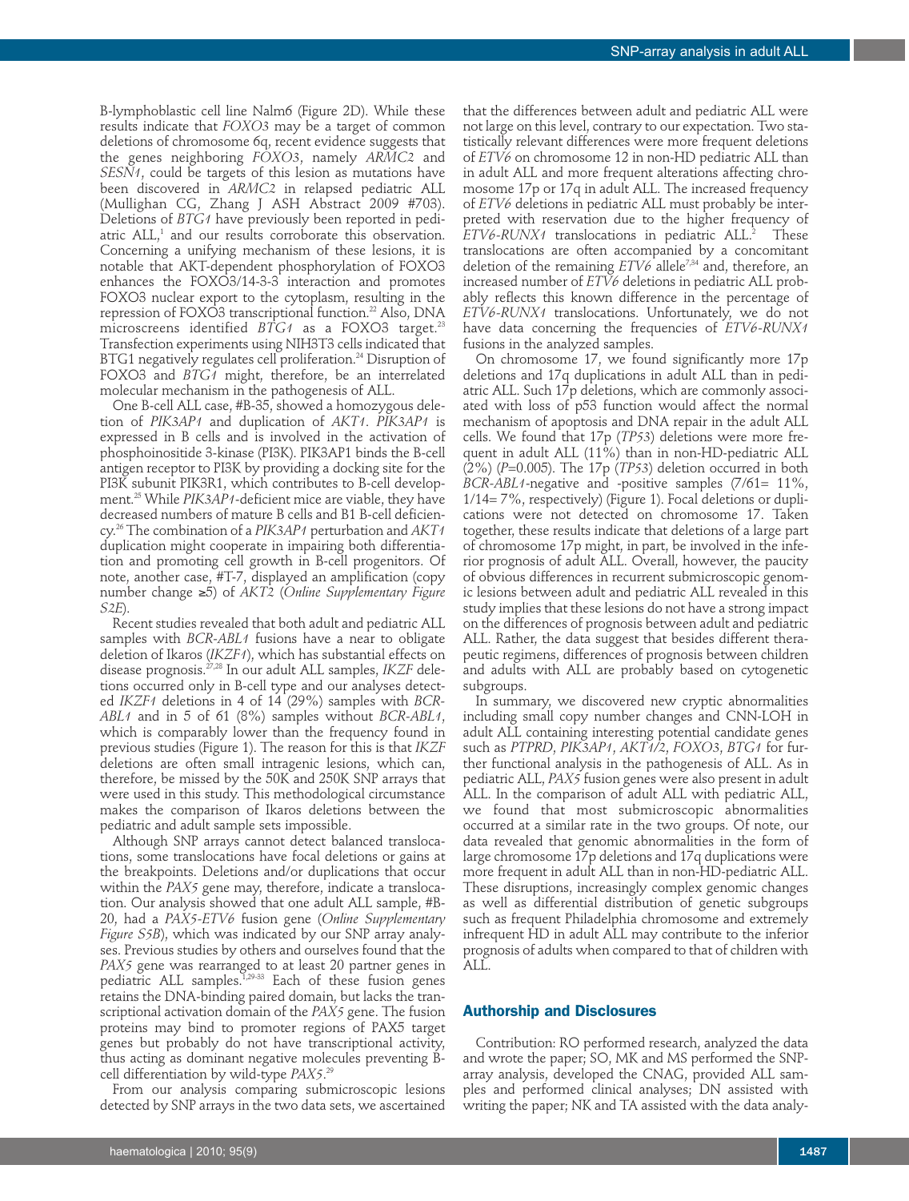B-lymphoblastic cell line Nalm6 (Figure 2D). While these results indicate that *FOXO3* may be a target of common deletions of chromosome 6q, recent evidence suggests that the genes neighboring *FOXO3*, namely *ARMC2* and *SESN1*, could be targets of this lesion as mutations have been discovered in *ARMC2* in relapsed pediatric ALL (Mullighan CG, Zhang J ASH Abstract 2009 #703). Deletions of *BTG1* have previously been reported in pediatric ALL,[1] and our results corroborate this observation. Concerning a unifying mechanism of these lesions, it is notable that AKT-dependent phosphorylation of FOXO3 enhances the FOXO3/14-3-3 interaction and promotes FOXO3 nuclear export to the cytoplasm, resulting in the repression of FOXO3 transcriptional function.[22] Also, DNA microscreens identified *BTG1* as a FOXO3 target.[23] Transfection experiments using NIH3T3 cells indicated that BTG1 negatively regulates cell proliferation.[24] Disruption of FOXO3 and *BTG1* might, therefore, be an interrelated molecular mechanism in the pathogenesis of ALL.

One B-cell ALL case, #B-35, showed a homozygous deletion of *PIK3AP1* and duplication of *AKT1*. *PIK3AP1* is expressed in B cells and is involved in the activation of phosphoinositide 3-kinase (PI3K). PIK3AP1 binds the B-cell antigen receptor to PI3K by providing a docking site for the PI3K subunit PIK3R1, which contributes to B-cell development.[25] While *PIK3AP1*-deficient mice are viable, they have decreased numbers of mature B cells and B1 B-cell deficiency.[26] The combination of a *PIK3AP1* perturbation and *AKT1* duplication might cooperate in impairing both differentiation and promoting cell growth in B-cell progenitors. Of note, another case, #T-7, displayed an amplification (copy number change ≥5) of *AKT2* (*Online Supplementary Figure S2E*).

Recent studies revealed that both adult and pediatric ALL samples with *BCR-ABL1* fusions have a near to obligate deletion of Ikaros (*IKZF1*), which has substantial effects on disease prognosis.[27,28] In our adult ALL samples, *IKZF* deletions occurred only in B-cell type and our analyses detected *IKZF1* deletions in 4 of 14 (29%) samples with *BCR-ABL1* and in 5 of 61 (8%) samples without *BCR-ABL1*, which is comparably lower than the frequency found in previous studies (Figure 1). The reason for this is that *IKZF* deletions are often small intragenic lesions, which can, therefore, be missed by the 50K and 250K SNP arrays that were used in this study. This methodological circumstance makes the comparison of Ikaros deletions between the pediatric and adult sample sets impossible.

Although SNP arrays cannot detect balanced translocations, some translocations have focal deletions or gains at the breakpoints. Deletions and/or duplications that occur within the *PAX5* gene may, therefore, indicate a translocation. Our analysis showed that one adult ALL sample, #B-20, had a *PAX5-ETV6* fusion gene (*Online Supplementary Figure S5B*), which was indicated by our SNP array analyses. Previous studies by others and ourselves found that the *PAX5* gene was rearranged to at least 20 partner genes in pediatric ALL samples.[1,29-33] Each of these fusion genes retains the DNA-binding paired domain, but lacks the transcriptional activation domain of the *PAX5* gene. The fusion proteins may bind to promoter regions of PAX5 target genes but probably do not have transcriptional activity, thus acting as dominant negative molecules preventing B-cell differentiation by wild-type *PAX5*.[29]

From our analysis comparing submicroscopic lesions detected by SNP arrays in the two data sets, we ascertained that the differences between adult and pediatric ALL were not large on this level, contrary to our expectation. Two statistically relevant differences were more frequent deletions of *ETV6* on chromosome 12 in non-HD pediatric ALL than in adult ALL and more frequent alterations affecting chromosome 17p or 17q in adult ALL. The increased frequency of *ETV6* deletions in pediatric ALL must probably be interpreted with reservation due to the higher frequency of *ETV6-RUNX1* translocations in pediatric ALL.[2] These translocations are often accompanied by a concomitant deletion of the remaining *ETV6* allele[7,34] and, therefore, an increased number of *ETV6* deletions in pediatric ALL probably reflects this known difference in the percentage of *ETV6-RUNX1* translocations. Unfortunately, we do not have data concerning the frequencies of *ETV6-RUNX1* fusions in the analyzed samples.

On chromosome 17, we found significantly more 17p deletions and 17q duplications in adult ALL than in pediatric ALL. Such 17p deletions, which are commonly associated with loss of p53 function would affect the normal mechanism of apoptosis and DNA repair in the adult ALL cells. We found that 17p (*TP53*) deletions were more frequent in adult ALL (11%) than in non-HD-pediatric ALL (2%) ($P$=0.005). The 17p (*TP53*) deletion occurred in both *BCR-ABL1*-negative and -positive samples (7/61= 11%, 1/14= 7%, respectively) (Figure 1). Focal deletions or duplications were not detected on chromosome 17. Taken together, these results indicate that deletions of a large part of chromosome 17p might, in part, be involved in the inferior prognosis of adult ALL. Overall, however, the paucity of obvious differences in recurrent submicroscopic genomic lesions between adult and pediatric ALL revealed in this study implies that these lesions do not have a strong impact on the differences of prognosis between adult and pediatric ALL. Rather, the data suggest that besides different therapeutic regimens, differences of prognosis between children and adults with ALL are probably based on cytogenetic subgroups.

In summary, we discovered new cryptic abnormalities including small copy number changes and CNN-LOH in adult ALL containing interesting potential candidate genes such as *PTPRD*, *PIK3AP1*, *AKT1/2*, *FOXO3*, *BTG1* for further functional analysis in the pathogenesis of ALL. As in pediatric ALL, *PAX5* fusion genes were also present in adult ALL. In the comparison of adult ALL with pediatric ALL, we found that most submicroscopic abnormalities occurred at a similar rate in the two groups. Of note, our data revealed that genomic abnormalities in the form of large chromosome 17p deletions and 17q duplications were more frequent in adult ALL than in non-HD-pediatric ALL. These disruptions, increasingly complex genomic changes as well as differential distribution of genetic subgroups such as frequent Philadelphia chromosome and extremely infrequent HD in adult ALL may contribute to the inferior prognosis of adults when compared to that of children with ALL.

## Authorship and Disclosures

Contribution: RO performed research, analyzed the data and wrote the paper; SO, MK and MS performed the SNP-array analysis, developed the CNAG, provided ALL samples and performed clinical analyses; DN assisted with writing the paper; NK and TA assisted with the data analy-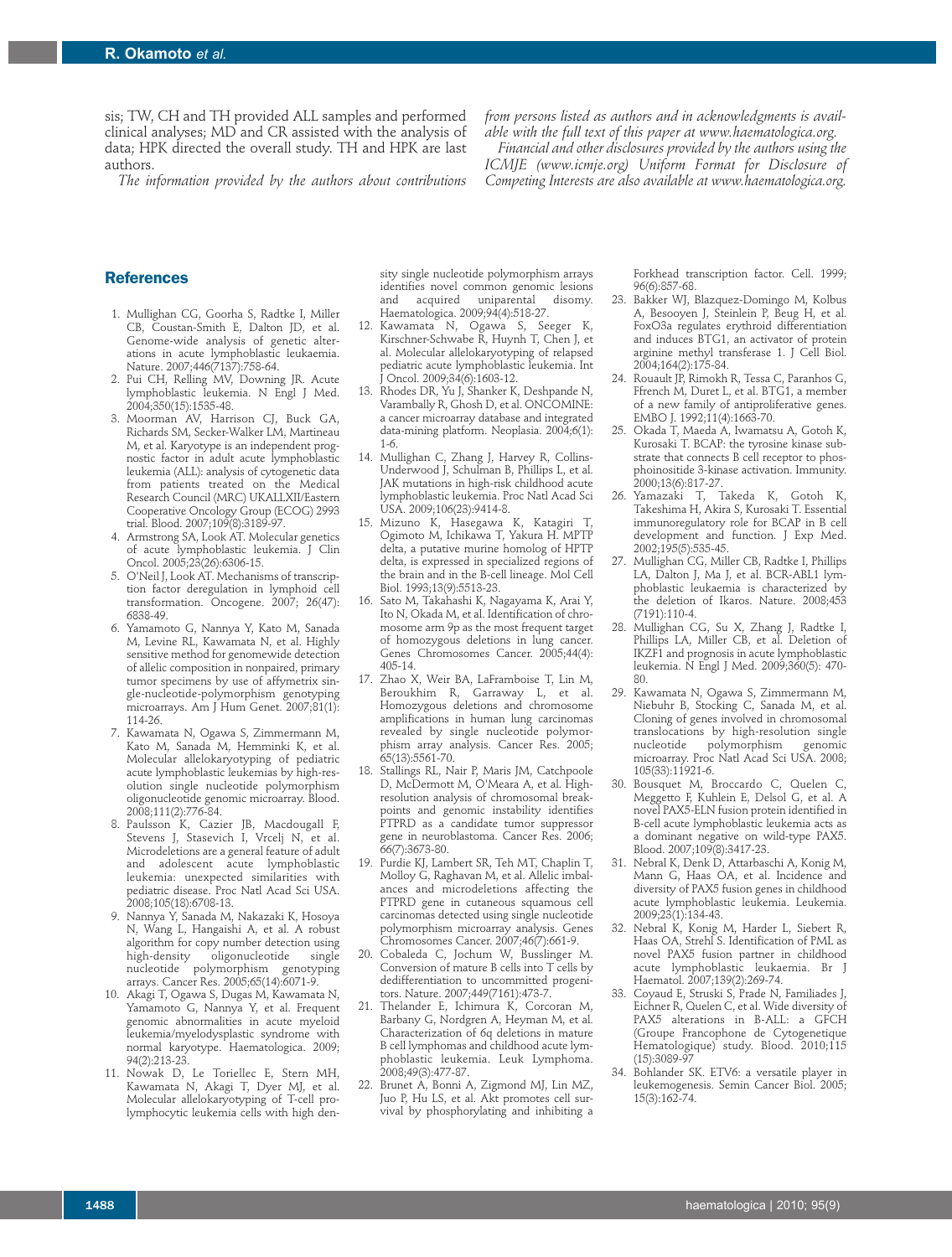sis; TW, CH and TH provided ALL samples and performed clinical analyses; MD and CR assisted with the analysis of data; HPK directed the overall study. TH and HPK are last authors.

*The information provided by the authors about contributions from persons listed as authors and in acknowledgments is available with the full text of this paper at www.haematologica.org.*

*Financial and other disclosures provided by the authors using the ICMJE (www.icmje.org) Uniform Format for Disclosure of Competing Interests are also available at www.haematologica.org.*

## References

1. Mullighan CG, Goorha S, Radtke I, Miller CB, Coustan-Smith E, Dalton JD, et al. Genome-wide analysis of genetic alterations in acute lymphoblastic leukaemia. Nature. 2007;446(7137):758-64.
2. Pui CH, Relling MV, Downing JR. Acute lymphoblastic leukemia. N Engl J Med. 2004;350(15):1535-48.
3. Moorman AV, Harrison CJ, Buck GA, Richards SM, Secker-Walker LM, Martineau M, et al. Karyotype is an independent prognostic factor in adult acute lymphoblastic leukemia (ALL): analysis of cytogenetic data from patients treated on the Medical Research Council (MRC) UKALLXII/Eastern Cooperative Oncology Group (ECOG) 2993 trial. Blood. 2007;109(8):3189-97.
4. Armstrong SA, Look AT. Molecular genetics of acute lymphoblastic leukemia. J Clin Oncol. 2005;23(26):6306-15.
5. O'Neil J, Look AT. Mechanisms of transcription factor deregulation in lymphoid cell transformation. Oncogene. 2007; 26(47):6838-49.
6. Yamamoto G, Nannya Y, Kato M, Sanada M, Levine RL, Kawamata N, et al. Highly sensitive method for genomewide detection of allelic composition in nonpaired, primary tumor specimens by use of affymetrix single-nucleotide-polymorphism genotyping microarrays. Am J Hum Genet. 2007;81(1):114-26.
7. Kawamata N, Ogawa S, Zimmermann M, Kato M, Sanada M, Hemminki K, et al. Molecular allelokaryotyping of pediatric acute lymphoblastic leukemias by high-resolution single nucleotide polymorphism oligonucleotide genomic microarray. Blood. 2008;111(2):776-84.
8. Paulsson K, Cazier JB, Macdougall F, Stevens J, Stasevich I, Vrcelj N, et al. Microdeletions are a general feature of adult and adolescent acute lymphoblastic leukemia: unexpected similarities with pediatric disease. Proc Natl Acad Sci USA. 2008;105(18):6708-13.
9. Nannya Y, Sanada M, Nakazaki K, Hosoya N, Wang L, Hangaishi A, et al. A robust algorithm for copy number detection using high-density oligonucleotide single nucleotide polymorphism genotyping arrays. Cancer Res. 2005;65(14):6071-9.
10. Akagi T, Ogawa S, Dugas M, Kawamata N, Yamamoto G, Nannya Y, et al. Frequent genomic abnormalities in acute myeloid leukemia/myelodysplastic syndrome with normal karyotype. Haematologica. 2009; 94(2):213-23.
11. Nowak D, Le Toriellec E, Stern MH, Kawamata N, Akagi T, Dyer MJ, et al. Molecular allelokaryotyping of T-cell prolymphocytic leukemia cells with high density single nucleotide polymorphism arrays identifies novel common genomic lesions and acquired uniparental disomy. Haematologica. 2009;94(4):518-27.
12. Kawamata N, Ogawa S, Seeger K, Kirschner-Schwabe R, Huynh T, Chen J, et al. Molecular allelokaryotyping of relapsed pediatric acute lymphoblastic leukemia. Int J Oncol. 2009;34(6):1603-12.
13. Rhodes DR, Yu J, Shanker K, Deshpande N, Varambally R, Ghosh D, et al. ONCOMINE: a cancer microarray database and integrated data-mining platform. Neoplasia. 2004;6(1):1-6.
14. Mullighan C, Zhang J, Harvey R, Collins-Underwood J, Schulman B, Phillips L, et al. JAK mutations in high-risk childhood acute lymphoblastic leukemia. Proc Natl Acad Sci USA. 2009;106(23):9414-8.
15. Mizuno K, Hasegawa K, Katagiri T, Ogimoto M, Ichikawa T, Yakura H. MPTP delta, a putative murine homolog of HPTP delta, is expressed in specialized regions of the brain and in the B-cell lineage. Mol Cell Biol. 1993;13(9):5513-23.
16. Sato M, Takahashi K, Nagayama K, Arai Y, Ito N, Okada M, et al. Identification of chromosome arm 9p as the most frequent target of homozygous deletions in lung cancer. Genes Chromosomes Cancer. 2005;44(4):405-14.
17. Zhao X, Weir BA, LaFramboise T, Lin M, Beroukhim R, Garraway L, et al. Homozygous deletions and chromosome amplifications in human lung carcinomas revealed by single nucleotide polymorphism array analysis. Cancer Res. 2005; 65(13):5561-70.
18. Stallings RL, Nair P, Maris JM, Catchpoole D, McDermott M, O'Meara A, et al. High-resolution analysis of chromosomal breakpoints and genomic instability identifies PTPRD as a candidate tumor suppressor gene in neuroblastoma. Cancer Res. 2006; 66(7):3673-80.
19. Purdie KJ, Lambert SR, Teh MT, Chaplin T, Molloy G, Raghavan M, et al. Allelic imbalances and microdeletions affecting the PTPRD gene in cutaneous squamous cell carcinomas detected using single nucleotide polymorphism microarray analysis. Genes Chromosomes Cancer. 2007;46(7):661-9.
20. Cobaleda C, Jochum W, Busslinger M. Conversion of mature B cells into T cells by dedifferentiation to uncommitted progenitors. Nature. 2007;449(7161):473-7.
21. Thelander E, Ichimura K, Corcoran M, Barbany G, Nordgren A, Heyman M, et al. Characterization of 6q deletions in mature B cell lymphomas and childhood acute lymphoblastic leukemia. Leuk Lymphoma. 2008;49(3):477-87.
22. Brunet A, Bonni A, Zigmond MJ, Lin MZ, Juo P, Hu LS, et al. Akt promotes cell survival by phosphorylating and inhibiting a Forkhead transcription factor. Cell. 1999; 96(6):857-68.
23. Bakker WJ, Blazquez-Domingo M, Kolbus A, Besooyen J, Steinlein P, Beug H, et al. FoxO3a regulates erythroid differentiation and induces BTG1, an activator of protein arginine methyl transferase 1. J Cell Biol. 2004;164(2):175-84.
24. Rouault JP, Rimokh R, Tessa C, Paranhos G, Ffrench M, Duret L, et al. BTG1, a member of a new family of antiproliferative genes. EMBO J. 1992;11(4):1663-70.
25. Okada T, Maeda A, Iwamatsu A, Gotoh K, Kurosaki T. BCAP: the tyrosine kinase substrate that connects B cell receptor to phosphoinositide 3-kinase activation. Immunity. 2000;13(6):817-27.
26. Yamazaki T, Takeda K, Gotoh K, Takeshima H, Akira S, Kurosaki T. Essential immunoregulatory role for BCAP in B cell development and function. J Exp Med. 2002;195(5):535-45.
27. Mullighan CG, Miller CB, Radtke I, Phillips LA, Dalton J, Ma J, et al. BCR-ABL1 lymphoblastic leukaemia is characterized by the deletion of Ikaros. Nature. 2008;453 (7191):110-4.
28. Mullighan CG, Su X, Zhang J, Radtke I, Phillips LA, Miller CB, et al. Deletion of IKZF1 and prognosis in acute lymphoblastic leukemia. N Engl J Med. 2009;360(5): 470-80.
29. Kawamata N, Ogawa S, Zimmermann M, Niebuhr B, Stocking C, Sanada M, et al. Cloning of genes involved in chromosomal translocations by high-resolution single nucleotide polymorphism genomic microarray. Proc Natl Acad Sci USA. 2008; 105(33):11921-6.
30. Bousquet M, Broccardo C, Quelen C, Meggetto F, Kuhlein E, Delsol G, et al. A novel PAX5-ELN fusion protein identified in B-cell acute lymphoblastic leukemia acts as a dominant negative on wild-type PAX5. Blood. 2007;109(8):3417-23.
31. Nebral K, Denk D, Attarbaschi A, Konig M, Mann G, Haas OA, et al. Incidence and diversity of PAX5 fusion genes in childhood acute lymphoblastic leukemia. Leukemia. 2009;23(1):134-43.
32. Nebral K, Konig M, Harder L, Siebert R, Haas OA, Strehl S. Identification of PML as novel PAX5 fusion partner in childhood acute lymphoblastic leukaemia. Br J Haematol. 2007;139(2):269-74.
33. Coyaud E, Struski S, Prade N, Familiades J, Eichner R, Quelen C, et al. Wide diversity of PAX5 alterations in B-ALL: a GFCH (Groupe Francophone de Cytogenetique Hematologique) study. Blood. 2010;115 (15):3089-97
34. Bohlander SK. ETV6: a versatile player in leukemogenesis. Semin Cancer Biol. 2005; 15(3):162-74.